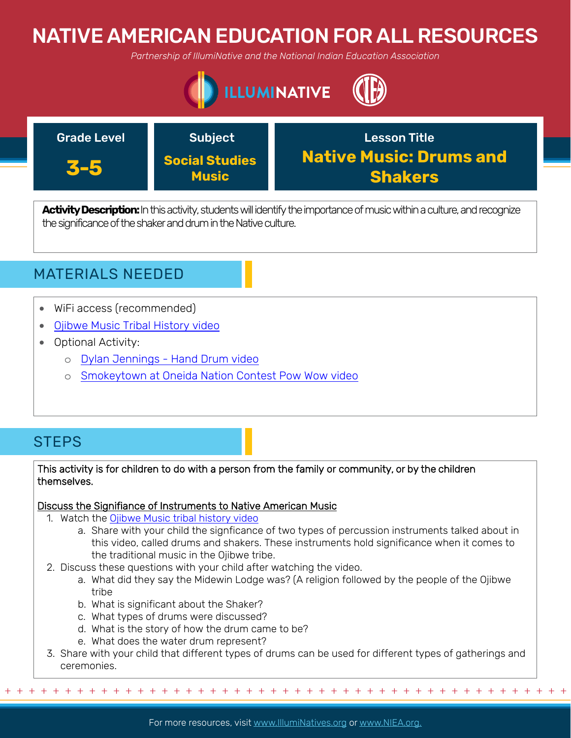# NATIVE AMERICAN EDUCATION FOR ALL RESOURCES

*Partnership of IllumiNative and the National Indian Education Association*

| Grade Level | Subject | Lesson Title |
|---|---|---|
| **3-5** | **Social Studies Music** | **Native Music: Drums and Shakers** |

**Activity Description:** In this activity, students will identify the importance of music within a culture, and recognize the significance of the shaker and drum in the Native culture.

## MATERIALS NEEDED

- WiFi access (recommended)
- Ojibwe Music Tribal History video
- Optional Activity:
  - Dylan Jennings - Hand Drum video
  - Smokeytown at Oneida Nation Contest Pow Wow video

## STEPS

This activity is for children to do with a person from the family or community, or by the children themselves.

Discuss the Signifiance of Instruments to Native American Music

1. Watch the Ojibwe Music tribal history video
   a. Share with your child the signficance of two types of percussion instruments talked about in this video, called drums and shakers. These instruments hold significance when it comes to the traditional music in the Ojibwe tribe.
2. Discuss these questions with your child after watching the video.
   a. What did they say the Midewin Lodge was? (A religion followed by the people of the Ojibwe tribe
   b. What is significant about the Shaker?
   c. What types of drums were discussed?
   d. What is the story of how the drum came to be?
   e. What does the water drum represent?
3. Share with your child that different types of drums can be used for different types of gatherings and ceremonies.

For more resources, visit www.IllumiNatives.org or www.NIEA.org.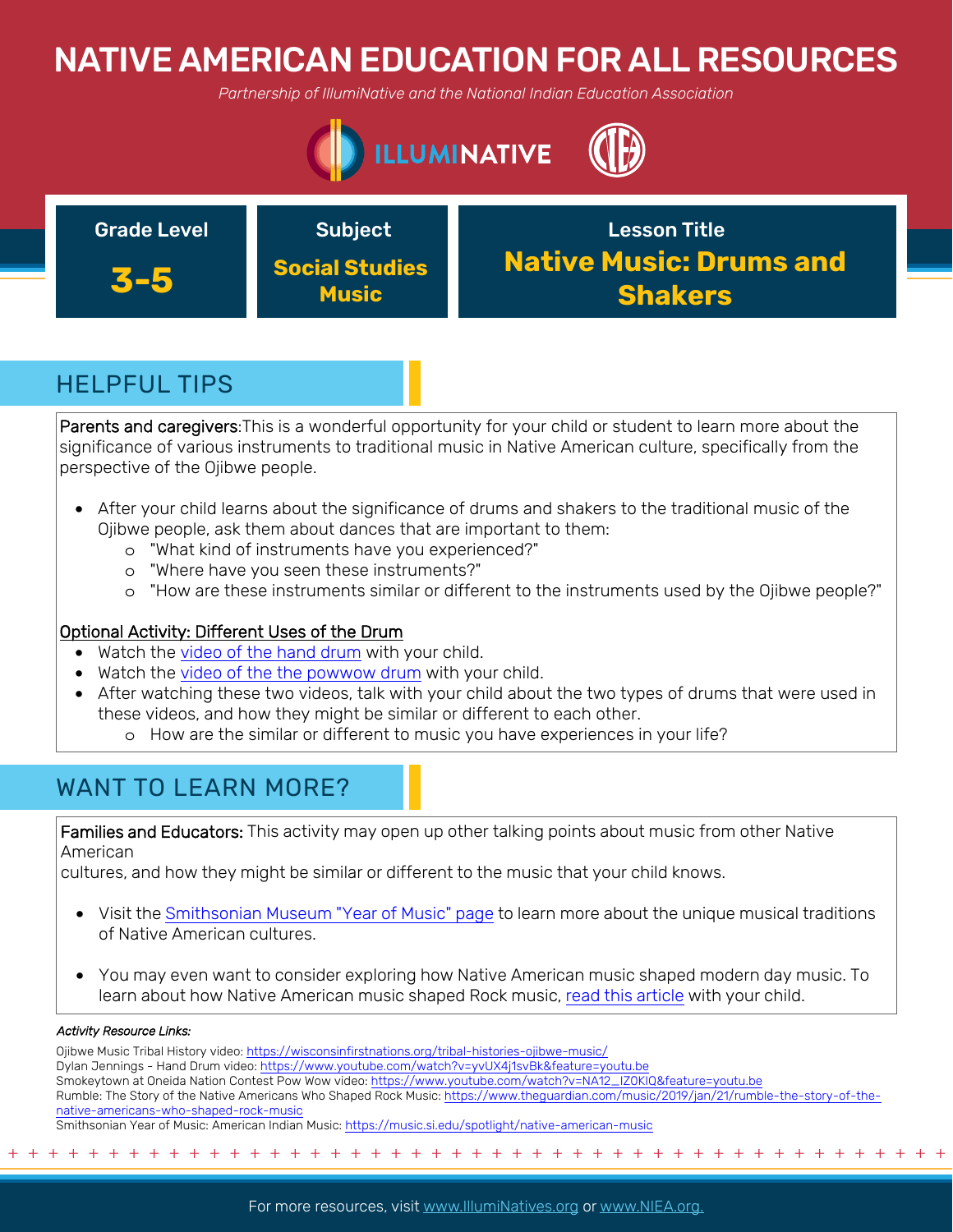# NATIVE AMERICAN EDUCATION FOR ALL RESOURCES

*Partnership of IllumiNative and the National Indian Education Association*

| Grade Level | Subject | Lesson Title |
|---|---|---|
| **3-5** | **Social Studies Music** | **Native Music: Drums and Shakers** |

## HELPFUL TIPS

Parents and caregivers:This is a wonderful opportunity for your child or student to learn more about the significance of various instruments to traditional music in Native American culture, specifically from the perspective of the Ojibwe people.

- After your child learns about the significance of drums and shakers to the traditional music of the Ojibwe people, ask them about dances that are important to them:
  - "What kind of instruments have you experienced?"
  - "Where have you seen these instruments?"
  - "How are these instruments similar or different to the instruments used by the Ojibwe people?"

Optional Activity: Different Uses of the Drum

- Watch the video of the hand drum with your child.
- Watch the video of the the powwow drum with your child.
- After watching these two videos, talk with your child about the two types of drums that were used in these videos, and how they might be similar or different to each other.
  - How are the similar or different to music you have experiences in your life?

## WANT TO LEARN MORE?

Families and Educators: This activity may open up other talking points about music from other Native American
cultures, and how they might be similar or different to the music that your child knows.

- Visit the Smithsonian Museum "Year of Music" page to learn more about the unique musical traditions of Native American cultures.
- You may even want to consider exploring how Native American music shaped modern day music. To learn about how Native American music shaped Rock music, read this article with your child.

*Activity Resource Links:*

Ojibwe Music Tribal History video: https://wisconsinfirstnations.org/tribal-histories-ojibwe-music/
Dylan Jennings - Hand Drum video: https://www.youtube.com/watch?v=yvUX4j1svBk&feature=youtu.be
Smokeytown at Oneida Nation Contest Pow Wow video: https://www.youtube.com/watch?v=NA12_IZOKIQ&feature=youtu.be
Rumble: The Story of the Native Americans Who Shaped Rock Music: https://www.theguardian.com/music/2019/jan/21/rumble-the-story-of-the-native-americans-who-shaped-rock-music
Smithsonian Year of Music: American Indian Music: https://music.si.edu/spotlight/native-american-music

For more resources, visit www.IllumiNatives.org or www.NIEA.org.